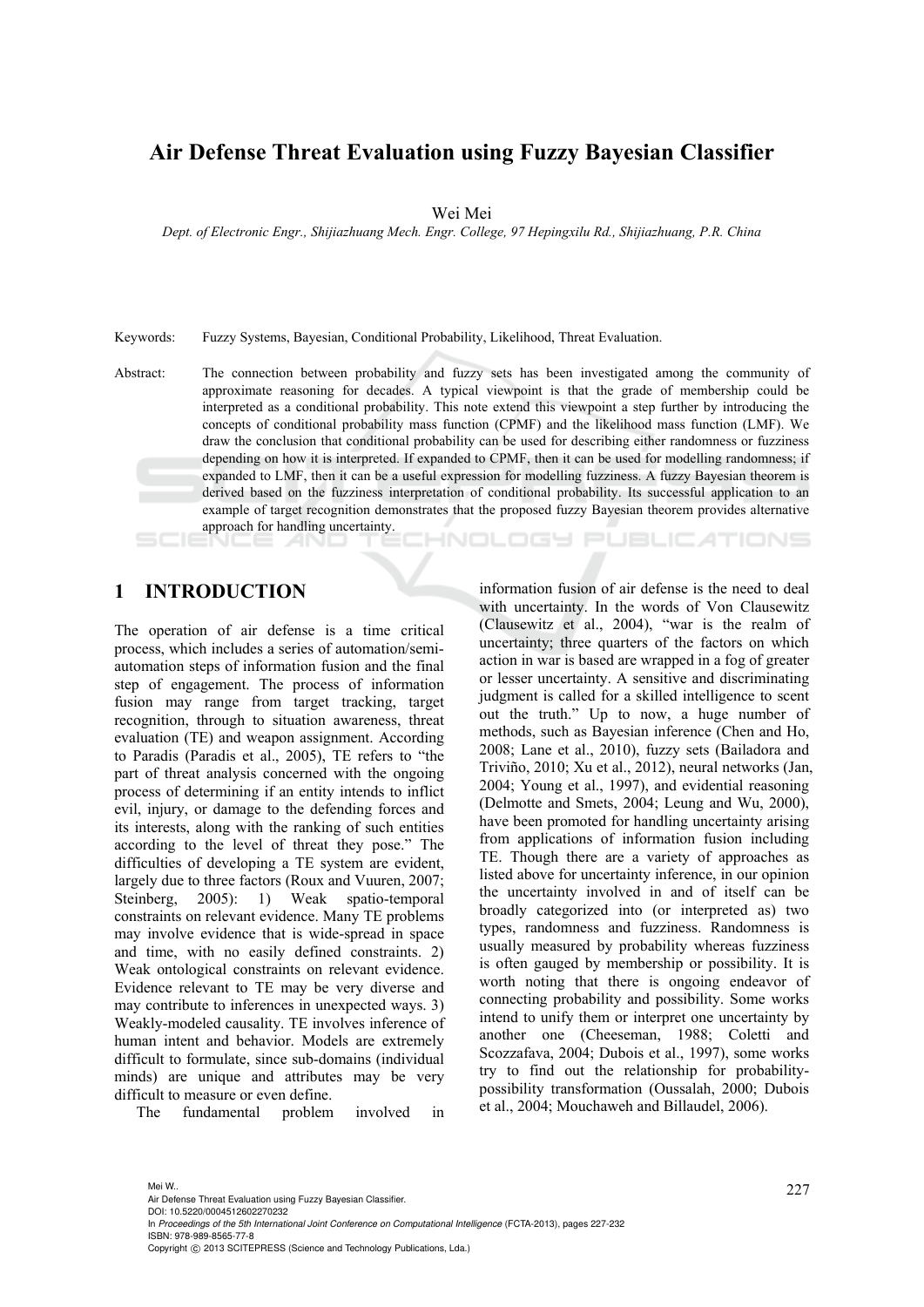# Air Defense Threat Evaluation using Fuzzy Bayesian Classifier

Wei Mei

*Dept. of Electronic Engr., Shijiazhuang Mech. Engr. College, 97 Hepingxilu Rd., Shijiazhuang, P.R. China*

Keywords: Fuzzy Systems, Bayesian, Conditional Probability, Likelihood, Threat Evaluation.

Abstract: The connection between probability and fuzzy sets has been investigated among the community of approximate reasoning for decades. A typical viewpoint is that the grade of membership could be interpreted as a conditional probability. This note extend this viewpoint a step further by introducing the concepts of conditional probability mass function (CPMF) and the likelihood mass function (LMF). We draw the conclusion that conditional probability can be used for describing either randomness or fuzziness depending on how it is interpreted. If expanded to CPMF, then it can be used for modelling randomness; if expanded to LMF, then it can be a useful expression for modelling fuzziness. A fuzzy Bayesian theorem is derived based on the fuzziness interpretation of conditional probability. Its successful application to an example of target recognition demonstrates that the proposed fuzzy Bayesian theorem provides alternative approach for handling uncertainty.

## 1 INTRODUCTION

The operation of air defense is a time critical process, which includes a series of automation/semi-automation steps of information fusion and the final step of engagement. The process of information fusion may range from target tracking, target recognition, through to situation awareness, threat evaluation (TE) and weapon assignment. According to Paradis (Paradis et al., 2005), TE refers to "the part of threat analysis concerned with the ongoing process of determining if an entity intends to inflict evil, injury, or damage to the defending forces and its interests, along with the ranking of such entities according to the level of threat they pose." The difficulties of developing a TE system are evident, largely due to three factors (Roux and Vuuren, 2007; Steinberg, 2005): 1) Weak spatio-temporal constraints on relevant evidence. Many TE problems may involve evidence that is wide-spread in space and time, with no easily defined constraints. 2) Weak ontological constraints on relevant evidence. Evidence relevant to TE may be very diverse and may contribute to inferences in unexpected ways. 3) Weakly-modeled causality. TE involves inference of human intent and behavior. Models are extremely difficult to formulate, since sub-domains (individual minds) are unique and attributes may be very difficult to measure or even define.

The fundamental problem involved in information fusion of air defense is the need to deal with uncertainty. In the words of Von Clausewitz (Clausewitz et al., 2004), "war is the realm of uncertainty; three quarters of the factors on which action in war is based are wrapped in a fog of greater or lesser uncertainty. A sensitive and discriminating judgment is called for a skilled intelligence to scent out the truth." Up to now, a huge number of methods, such as Bayesian inference (Chen and Ho, 2008; Lane et al., 2010), fuzzy sets (Bailadora and Triviño, 2010; Xu et al., 2012), neural networks (Jan, 2004; Young et al., 1997), and evidential reasoning (Delmotte and Smets, 2004; Leung and Wu, 2000), have been promoted for handling uncertainty arising from applications of information fusion including TE. Though there are a variety of approaches as listed above for uncertainty inference, in our opinion the uncertainty involved in and of itself can be broadly categorized into (or interpreted as) two types, randomness and fuzziness. Randomness is usually measured by probability whereas fuzziness is often gauged by membership or possibility. It is worth noting that there is ongoing endeavor of connecting probability and possibility. Some works intend to unify them or interpret one uncertainty by another one (Cheeseman, 1988; Coletti and Scozzafava, 2004; Dubois et al., 1997), some works try to find out the relationship for probability-possibility transformation (Oussalah, 2000; Dubois et al., 2004; Mouchaweh and Billaudel, 2006).

Mei W..
Air Defense Threat Evaluation using Fuzzy Bayesian Classifier.
DOI: 10.5220/0004512602270232
In *Proceedings of the 5th International Joint Conference on Computational Intelligence* (FCTA-2013), pages 227-232
ISBN: 978-989-8565-77-8
Copyright © 2013 SCITEPRESS (Science and Technology Publications, Lda.)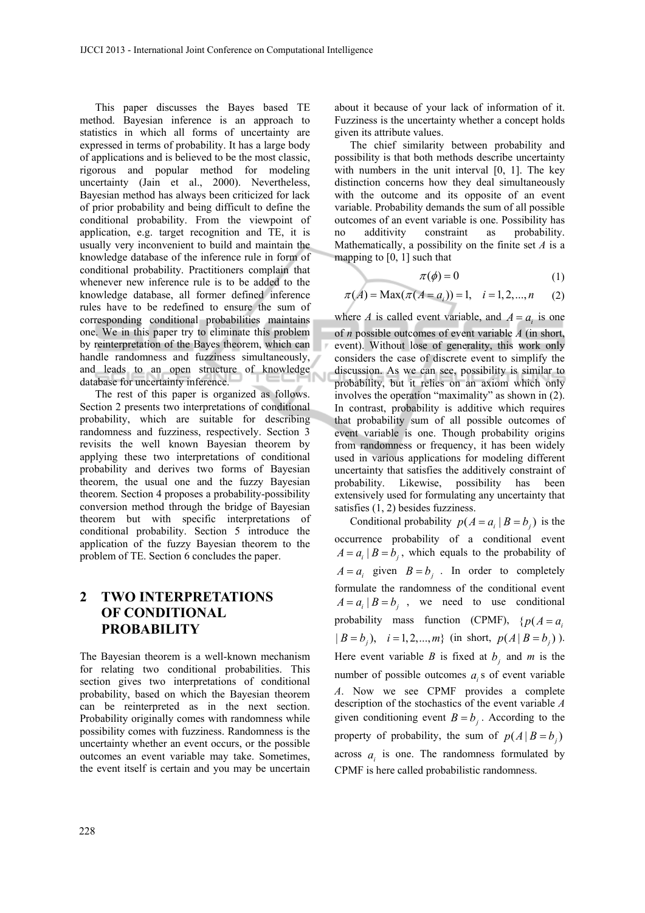This paper discusses the Bayes based TE method. Bayesian inference is an approach to statistics in which all forms of uncertainty are expressed in terms of probability. It has a large body of applications and is believed to be the most classic, rigorous and popular method for modeling uncertainty (Jain et al., 2000). Nevertheless, Bayesian method has always been criticized for lack of prior probability and being difficult to define the conditional probability. From the viewpoint of application, e.g. target recognition and TE, it is usually very inconvenient to build and maintain the knowledge database of the inference rule in form of conditional probability. Practitioners complain that whenever new inference rule is to be added to the knowledge database, all former defined inference rules have to be redefined to ensure the sum of corresponding conditional probabilities maintains one. We in this paper try to eliminate this problem by reinterpretation of the Bayes theorem, which can handle randomness and fuzziness simultaneously, and leads to an open structure of knowledge database for uncertainty inference.

The rest of this paper is organized as follows. Section 2 presents two interpretations of conditional probability, which are suitable for describing randomness and fuzziness, respectively. Section 3 revisits the well known Bayesian theorem by applying these two interpretations of conditional probability and derives two forms of Bayesian theorem, the usual one and the fuzzy Bayesian theorem. Section 4 proposes a probability-possibility conversion method through the bridge of Bayesian theorem but with specific interpretations of conditional probability. Section 5 introduce the application of the fuzzy Bayesian theorem to the problem of TE. Section 6 concludes the paper.

## 2 TWO INTERPRETATIONS OF CONDITIONAL PROBABILITY

The Bayesian theorem is a well-known mechanism for relating two conditional probabilities. This section gives two interpretations of conditional probability, based on which the Bayesian theorem can be reinterpreted as in the next section. Probability originally comes with randomness while possibility comes with fuzziness. Randomness is the uncertainty whether an event occurs, or the possible outcomes an event variable may take. Sometimes, the event itself is certain and you may be uncertain about it because of your lack of information of it. Fuzziness is the uncertainty whether a concept holds given its attribute values.

The chief similarity between probability and possibility is that both methods describe uncertainty with numbers in the unit interval [0, 1]. The key distinction concerns how they deal simultaneously with the outcome and its opposite of an event variable. Probability demands the sum of all possible outcomes of an event variable is one. Possibility has no additivity constraint as probability. Mathematically, a possibility on the finite set $A$ is a mapping to [0, 1] such that

$$\pi(\phi) = 0 \tag{1}$$

$$\pi(A) = \text{Max}(\pi(A = a_i)) = 1, \quad i = 1, 2, ..., n \tag{2}$$

where $A$ is called event variable, and $A = a_i$ is one of $n$ possible outcomes of event variable $A$ (in short, event). Without lose of generality, this work only considers the case of discrete event to simplify the discussion. As we can see, possibility is similar to probability, but it relies on an axiom which only involves the operation "maximality" as shown in (2). In contrast, probability is additive which requires that probability sum of all possible outcomes of event variable is one. Though probability origins from randomness or frequency, it has been widely used in various applications for modeling different uncertainty that satisfies the additively constraint of probability. Likewise, possibility has been extensively used for formulating any uncertainty that satisfies (1, 2) besides fuzziness.

Conditional probability $p(A = a_i \mid B = b_j)$ is the occurrence probability of a conditional event $A = a_i \mid B = b_j$, which equals to the probability of $A = a_i$ given $B = b_j$. In order to completely formulate the randomness of the conditional event $A = a_i \mid B = b_j$, we need to use conditional probability mass function (CPMF), $\{p(A = a_i \mid B = b_j), \quad i = 1, 2, ..., m\}$ (in short, $p(A \mid B = b_j)$). Here event variable $B$ is fixed at $b_j$ and $m$ is the number of possible outcomes $a_i$s of event variable $A$. Now we see CPMF provides a complete description of the stochastics of the event variable $A$ given conditioning event $B = b_j$. According to the property of probability, the sum of $p(A \mid B = b_j)$ across $a_i$ is one. The randomness formulated by CPMF is here called probabilistic randomness.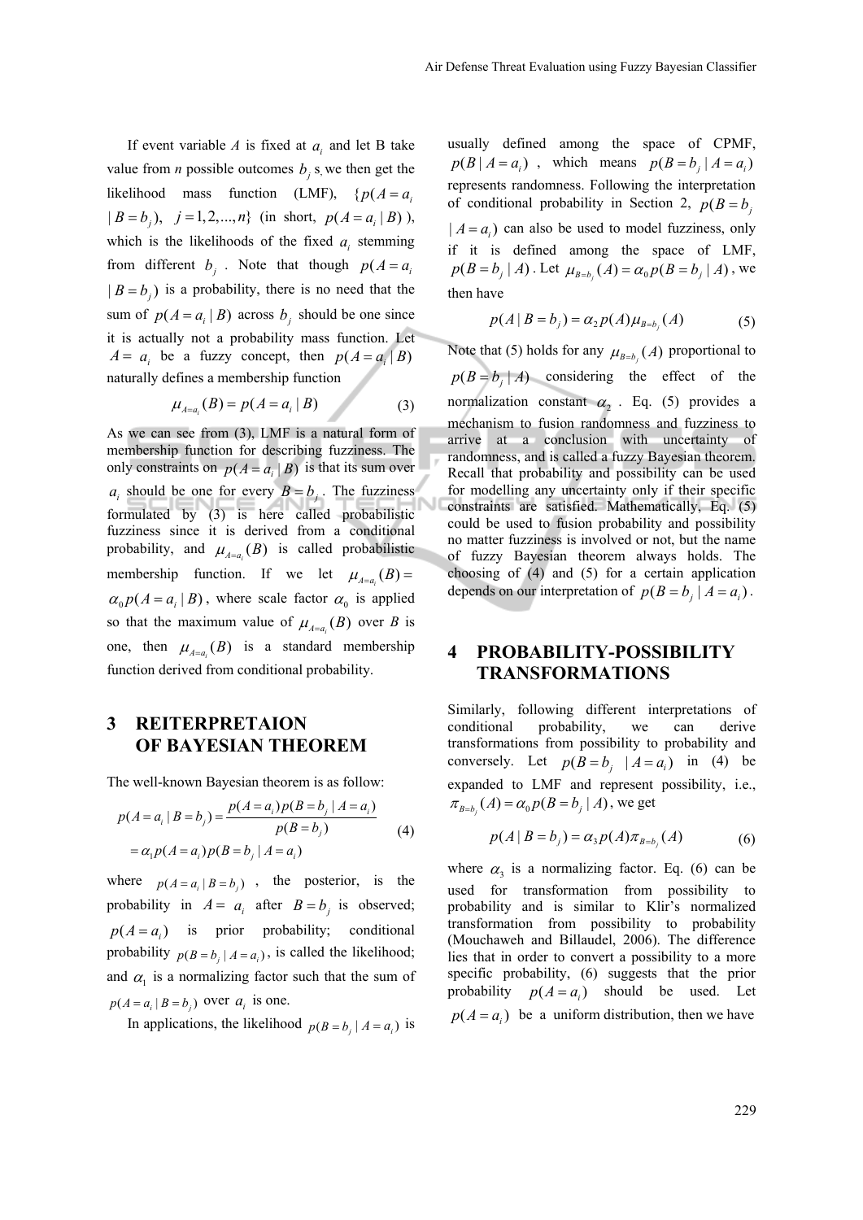If event variable $A$ is fixed at $a_i$ and let B take value from $n$ possible outcomes $b_j$ s, we then get the likelihood mass function (LMF), $\{p(A=a_i \mid B=b_j),\ \ j=1,2,...,n\}$ (in short, $p(A=a_i \mid B)$), which is the likelihoods of the fixed $a_i$ stemming from different $b_j$. Note that though $p(A=a_i \mid B=b_j)$ is a probability, there is no need that the sum of $p(A=a_i \mid B)$ across $b_j$ should be one since it is actually not a probability mass function. Let $A=a_i$ be a fuzzy concept, then $p(A=a_i \mid B)$ naturally defines a membership function

$$\mu_{A=a_i}(B) = p(A=a_i \mid B) \tag{3}$$

As we can see from (3), LMF is a natural form of membership function for describing fuzziness. The only constraints on $p(A=a_i \mid B)$ is that its sum over $a_i$ should be one for every $B=b_j$. The fuzziness formulated by (3) is here called probabilistic fuzziness since it is derived from a conditional probability, and $\mu_{A=a_i}(B)$ is called probabilistic membership function. If we let $\mu_{A=a_i}(B) = \alpha_0 p(A=a_i \mid B)$, where scale factor $\alpha_0$ is applied so that the maximum value of $\mu_{A=a_i}(B)$ over $B$ is one, then $\mu_{A=a_i}(B)$ is a standard membership function derived from conditional probability.

## 3 REITERPRETAION OF BAYESIAN THEOREM

The well-known Bayesian theorem is as follow:

$$\begin{aligned} p(A=a_i \mid B=b_j) &= \frac{p(A=a_i)p(B=b_j \mid A=a_i)}{p(B=b_j)} \\ &= \alpha_1 p(A=a_i)p(B=b_j \mid A=a_i) \end{aligned} \tag{4}$$

where $p(A=a_i \mid B=b_j)$, the posterior, is the probability in $A=a_i$ after $B=b_j$ is observed; $p(A=a_i)$ is prior probability; conditional probability $p(B=b_j \mid A=a_i)$, is called the likelihood; and $\alpha_1$ is a normalizing factor such that the sum of $p(A=a_i \mid B=b_j)$ over $a_i$ is one.

In applications, the likelihood $p(B=b_j \mid A=a_i)$ is usually defined among the space of CPMF, $p(B \mid A=a_i)$, which means $p(B=b_j \mid A=a_i)$ represents randomness. Following the interpretation of conditional probability in Section 2, $p(B=b_j \mid A=a_i)$ can also be used to model fuzziness, only if it is defined among the space of LMF, $p(B=b_j \mid A)$. Let $\mu_{B=b_j}(A) = \alpha_0 p(B=b_j \mid A)$, we then have

$$p(A \mid B=b_j) = \alpha_2 p(A)\mu_{B=b_j}(A) \tag{5}$$

Note that (5) holds for any $\mu_{B=b_j}(A)$ proportional to $p(B=b_j \mid A)$ considering the effect of the normalization constant $\alpha_2$. Eq. (5) provides a mechanism to fusion randomness and fuzziness to arrive at a conclusion with uncertainty of randomness, and is called a fuzzy Bayesian theorem. Recall that probability and possibility can be used for modelling any uncertainty only if their specific constraints are satisfied. Mathematically, Eq. (5) could be used to fusion probability and possibility no matter fuzziness is involved or not, but the name of fuzzy Bayesian theorem always holds. The choosing of (4) and (5) for a certain application depends on our interpretation of $p(B=b_j \mid A=a_i)$.

## 4 PROBABILITY-POSSIBILITY TRANSFORMATIONS

Similarly, following different interpretations of conditional probability, we can derive transformations from possibility to probability and conversely. Let $p(B=b_j \mid A=a_i)$ in (4) be expanded to LMF and represent possibility, i.e., $\pi_{B=b_j}(A) = \alpha_0 p(B=b_j \mid A)$, we get

$$p(A \mid B=b_j) = \alpha_3 p(A)\pi_{B=b_j}(A) \tag{6}$$

where $\alpha_3$ is a normalizing factor. Eq. (6) can be used for transformation from possibility to probability and is similar to Klir's normalized transformation from possibility to probability (Mouchaweh and Billaudel, 2006). The difference lies that in order to convert a possibility to a more specific probability, (6) suggests that the prior probability $p(A=a_i)$ should be used. Let $p(A=a_i)$ be a uniform distribution, then we have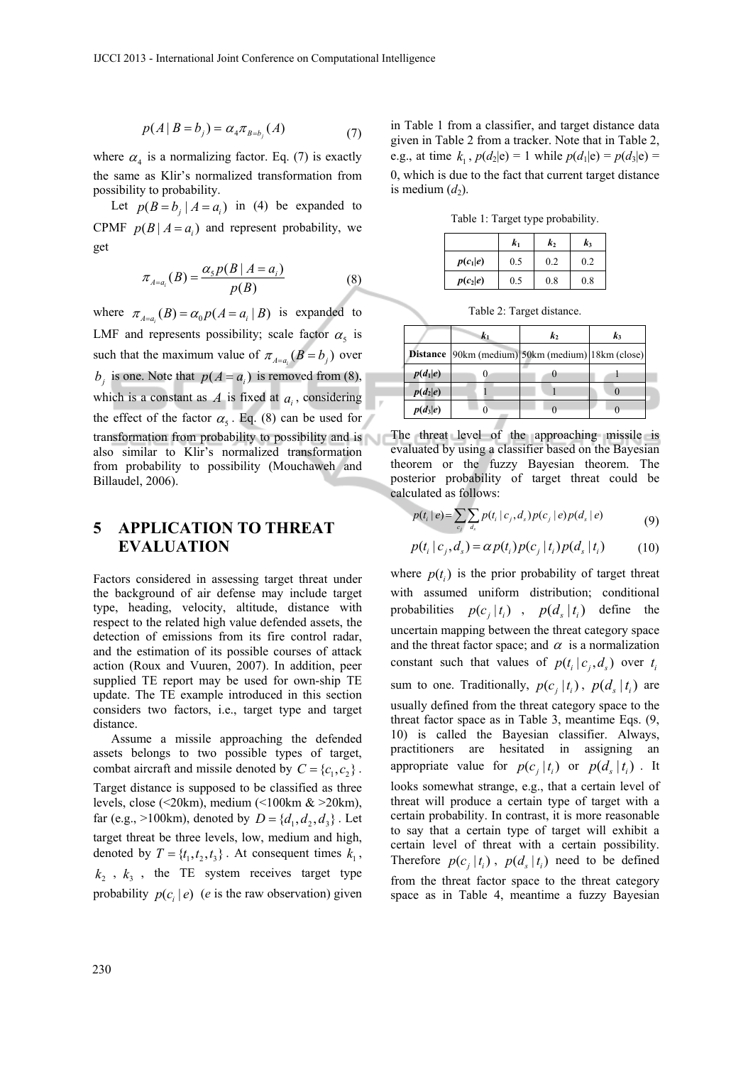$$p(A \mid B = b_j) = \alpha_4 \pi_{B=b_j}(A) \tag{7}$$

where $\alpha_4$ is a normalizing factor. Eq. (7) is exactly the same as Klir's normalized transformation from possibility to probability.

Let $p(B = b_j \mid A = a_i)$ in (4) be expanded to CPMF $p(B \mid A = a_i)$ and represent probability, we get

$$\pi_{A=a_i}(B) = \frac{\alpha_5 p(B \mid A = a_i)}{p(B)} \tag{8}$$

where $\pi_{A=a_i}(B) = \alpha_0 p(A = a_i \mid B)$ is expanded to LMF and represents possibility; scale factor $\alpha_5$ is such that the maximum value of $\pi_{A=a_i}(B = b_j)$ over $b_j$ is one. Note that $p(A = a_i)$ is removed from (8), which is a constant as $A$ is fixed at $a_i$, considering the effect of the factor $\alpha_5$. Eq. (8) can be used for transformation from probability to possibility and is also similar to Klir's normalized transformation from probability to possibility (Mouchaweh and Billaudel, 2006).

## 5 APPLICATION TO THREAT EVALUATION

Factors considered in assessing target threat under the background of air defense may include target type, heading, velocity, altitude, distance with respect to the related high value defended assets, the detection of emissions from its fire control radar, and the estimation of its possible courses of attack action (Roux and Vuuren, 2007). In addition, peer supplied TE report may be used for own-ship TE update. The TE example introduced in this section considers two factors, i.e., target type and target distance.

Assume a missile approaching the defended assets belongs to two possible types of target, combat aircraft and missile denoted by $C = \{c_1, c_2\}$. Target distance is supposed to be classified as three levels, close (<20km), medium (<100km & >20km), far (e.g., >100km), denoted by $D = \{d_1, d_2, d_3\}$. Let target threat be three levels, low, medium and high, denoted by $T = \{t_1, t_2, t_3\}$. At consequent times $k_1$, $k_2$, $k_3$, the TE system receives target type probability $p(c_i \mid e)$ ($e$ is the raw observation) given in Table 1 from a classifier, and target distance data given in Table 2 from a tracker. Note that in Table 2, e.g., at time $k_1$, $p(d_2|e) = 1$ while $p(d_1|e) = p(d_3|e) = 0$, which is due to the fact that current target distance is medium ($d_2$).

Table 1: Target type probability.

| | $k_1$ | $k_2$ | $k_3$ |
|---|---|---|---|
| $p(c_1 \mid e)$ | 0.5 | 0.2 | 0.2 |
| $p(c_2 \mid e)$ | 0.5 | 0.8 | 0.8 |

Table 2: Target distance.

| | $k_1$ | $k_2$ | $k_3$ |
|---|---|---|---|
| **Distance** | 90km (medium) | 50km (medium) | 18km (close) |
| $p(d_1 \mid e)$ | 0 | 0 | 1 |
| $p(d_2 \mid e)$ | 1 | 1 | 0 |
| $p(d_3 \mid e)$ | 0 | 0 | 0 |

The threat level of the approaching missile is evaluated by using a classifier based on the Bayesian theorem or the fuzzy Bayesian theorem. The posterior probability of target threat could be calculated as follows:

$$p(t_i \mid e) = \sum_{c_j} \sum_{d_s} p(t_i \mid c_j, d_s) p(c_j \mid e) p(d_s \mid e) \tag{9}$$

$$p(t_i \mid c_j, d_s) = \alpha p(t_i) p(c_j \mid t_i) p(d_s \mid t_i) \tag{10}$$

where $p(t_i)$ is the prior probability of target threat with assumed uniform distribution; conditional probabilities $p(c_j \mid t_i)$, $p(d_s \mid t_i)$ define the uncertain mapping between the threat category space and the threat factor space; and $\alpha$ is a normalization constant such that values of $p(t_i \mid c_j, d_s)$ over $t_i$ sum to one. Traditionally, $p(c_j \mid t_i)$, $p(d_s \mid t_i)$ are usually defined from the threat category space to the threat factor space as in Table 3, meantime Eqs. (9, 10) is called the Bayesian classifier. Always, practitioners are hesitated in assigning an appropriate value for $p(c_j \mid t_i)$ or $p(d_s \mid t_i)$. It looks somewhat strange, e.g., that a certain level of threat will produce a certain type of target with a certain probability. In contrast, it is more reasonable to say that a certain type of target will exhibit a certain level of threat with a certain possibility. Therefore $p(c_j \mid t_i)$, $p(d_s \mid t_i)$ need to be defined from the threat factor space to the threat category space as in Table 4, meantime a fuzzy Bayesian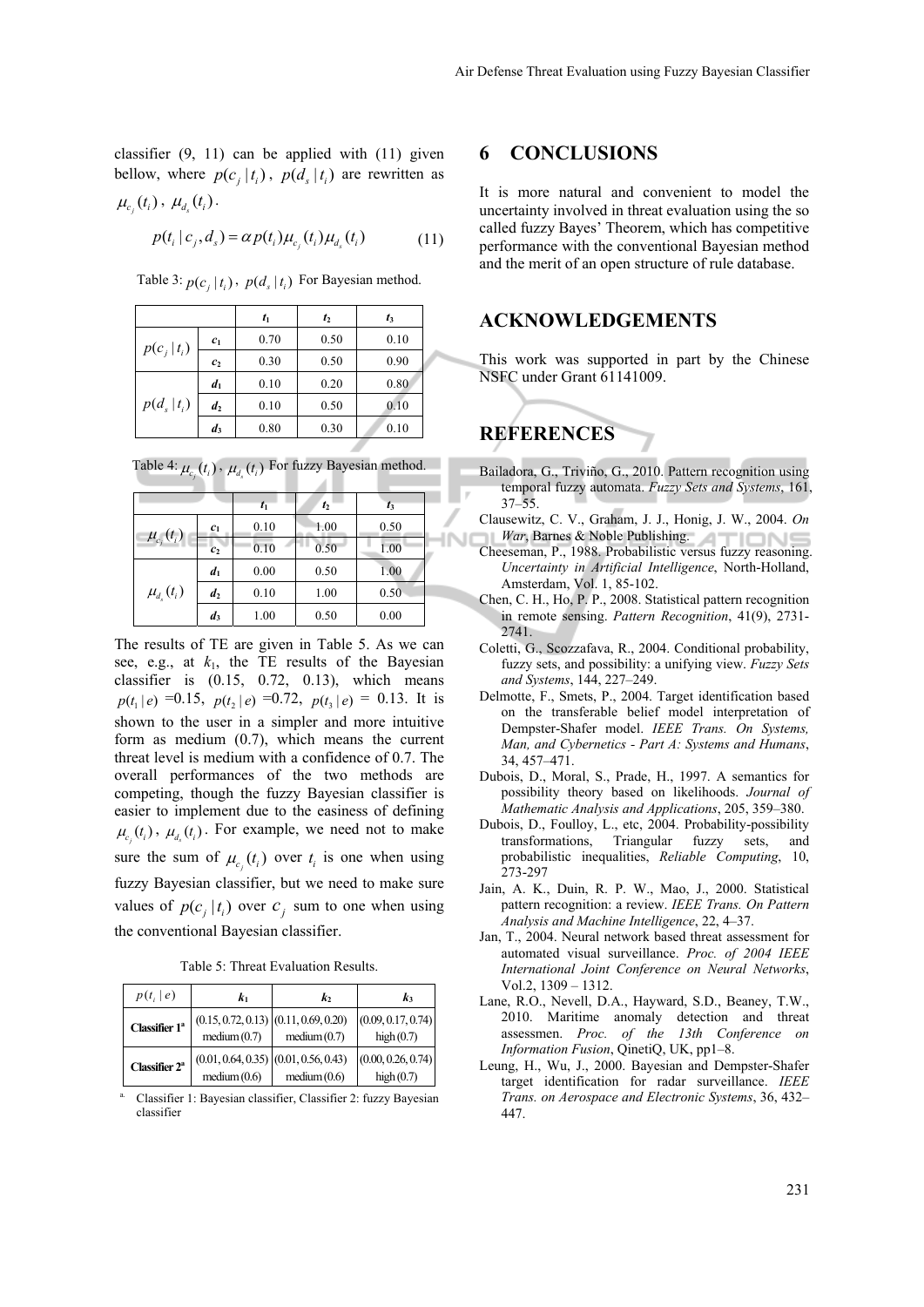classifier (9, 11) can be applied with (11) given bellow, where $p(c_j | t_i)$, $p(d_s | t_i)$ are rewritten as $\mu_{c_j}(t_i)$, $\mu_{d_s}(t_i)$.

$$p(t_i | c_j, d_s) = \alpha p(t_i) \mu_{c_j}(t_i) \mu_{d_s}(t_i) \qquad (11)$$

Table 3: $p(c_j | t_i)$, $p(d_s | t_i)$ For Bayesian method.

| | | $t_1$ | $t_2$ | $t_3$ |
|---|---|---|---|---|
| $p(c_j \| t_i)$ | $c_1$ | 0.70 | 0.50 | 0.10 |
| | $c_2$ | 0.30 | 0.50 | 0.90 |
| $p(d_s \| t_i)$ | $d_1$ | 0.10 | 0.20 | 0.80 |
| | $d_2$ | 0.10 | 0.50 | 0.10 |
| | $d_3$ | 0.80 | 0.30 | 0.10 |

Table 4: $\mu_{c_j}(t_i)$, $\mu_{d_s}(t_i)$ For fuzzy Bayesian method.

| | | $t_1$ | $t_2$ | $t_3$ |
|---|---|---|---|---|
| $\mu_{c_j}(t_i)$ | $c_1$ | 0.10 | 1.00 | 0.50 |
| | $c_2$ | 0.10 | 0.50 | 1.00 |
| $\mu_{d_s}(t_i)$ | $d_1$ | 0.00 | 0.50 | 1.00 |
| | $d_2$ | 0.10 | 1.00 | 0.50 |
| | $d_3$ | 1.00 | 0.50 | 0.00 |

The results of TE are given in Table 5. As we can see, e.g., at $k_1$, the TE results of the Bayesian classifier is (0.15, 0.72, 0.13), which means $p(t_1 | e)$ =0.15, $p(t_2 | e)$ =0.72, $p(t_3 | e)$ = 0.13. It is shown to the user in a simpler and more intuitive form as medium (0.7), which means the current threat level is medium with a confidence of 0.7. The overall performances of the two methods are competing, though the fuzzy Bayesian classifier is easier to implement due to the easiness of defining $\mu_{c_j}(t_i)$, $\mu_{d_s}(t_i)$. For example, we need not to make sure the sum of $\mu_{c_j}(t_i)$ over $t_i$ is one when using fuzzy Bayesian classifier, but we need to make sure values of $p(c_j | t_i)$ over $c_j$ sum to one when using the conventional Bayesian classifier.

Table 5: Threat Evaluation Results.

| $p(t_i \| e)$ | $k_1$ | $k_2$ | $k_3$ |
|---|---|---|---|
| **Classifier 1**[a] | (0.15, 0.72, 0.13) medium (0.7) | (0.11, 0.69, 0.20) medium (0.7) | (0.09, 0.17, 0.74) high (0.7) |
| **Classifier 2**[a] | (0.01, 0.64, 0.35) medium (0.6) | (0.01, 0.56, 0.43) medium (0.6) | (0.00, 0.26, 0.74) high (0.7) |

[a] Classifier 1: Bayesian classifier, Classifier 2: fuzzy Bayesian classifier

## 6 CONCLUSIONS

It is more natural and convenient to model the uncertainty involved in threat evaluation using the so called fuzzy Bayes' Theorem, which has competitive performance with the conventional Bayesian method and the merit of an open structure of rule database.

## ACKNOWLEDGEMENTS

This work was supported in part by the Chinese NSFC under Grant 61141009.

## REFERENCES

Bailadora, G., Triviño, G., 2010. Pattern recognition using temporal fuzzy automata. *Fuzzy Sets and Systems*, 161, 37–55.

Clausewitz, C. V., Graham, J. J., Honig, J. W., 2004. *On War*, Barnes & Noble Publishing.

Cheeseman, P., 1988. Probabilistic versus fuzzy reasoning. *Uncertainty in Artificial Intelligence*, North-Holland, Amsterdam, Vol. 1, 85-102.

Chen, C. H., Ho, P. P., 2008. Statistical pattern recognition in remote sensing. *Pattern Recognition*, 41(9), 2731-2741.

Coletti, G., Scozzafava, R., 2004. Conditional probability, fuzzy sets, and possibility: a unifying view. *Fuzzy Sets and Systems*, 144, 227–249.

Delmotte, F., Smets, P., 2004. Target identification based on the transferable belief model interpretation of Dempster-Shafer model. *IEEE Trans. On Systems, Man, and Cybernetics - Part A: Systems and Humans*, 34, 457–471.

Dubois, D., Moral, S., Prade, H., 1997. A semantics for possibility theory based on likelihoods. *Journal of Mathematic Analysis and Applications*, 205, 359–380.

Dubois, D., Foulloy, L., etc, 2004. Probability-possibility transformations, Triangular fuzzy sets, and probabilistic inequalities, *Reliable Computing*, 10, 273-297

Jain, A. K., Duin, R. P. W., Mao, J., 2000. Statistical pattern recognition: a review. *IEEE Trans. On Pattern Analysis and Machine Intelligence*, 22, 4–37.

Jan, T., 2004. Neural network based threat assessment for automated visual surveillance. *Proc. of 2004 IEEE International Joint Conference on Neural Networks*, Vol.2, 1309 – 1312.

Lane, R.O., Nevell, D.A., Hayward, S.D., Beaney, T.W., 2010. Maritime anomaly detection and threat assessmen. *Proc. of the 13th Conference on Information Fusion*, QinetiQ, UK, pp1–8.

Leung, H., Wu, J., 2000. Bayesian and Dempster-Shafer target identification for radar surveillance. *IEEE Trans. on Aerospace and Electronic Systems*, 36, 432–447.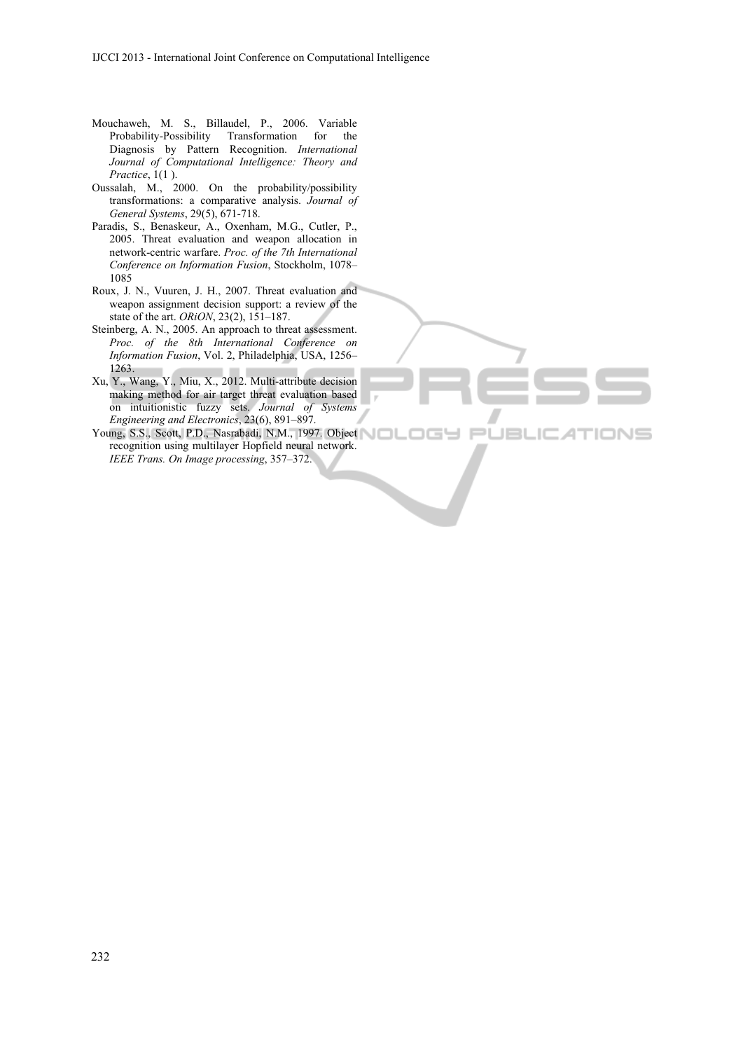Mouchaweh, M. S., Billaudel, P., 2006. Variable Probability-Possibility Transformation for the Diagnosis by Pattern Recognition. *International Journal of Computational Intelligence: Theory and Practice*, 1(1 ).

Oussalah, M., 2000. On the probability/possibility transformations: a comparative analysis. *Journal of General Systems*, 29(5), 671-718.

Paradis, S., Benaskeur, A., Oxenham, M.G., Cutler, P., 2005. Threat evaluation and weapon allocation in network-centric warfare. *Proc. of the 7th International Conference on Information Fusion*, Stockholm, 1078–1085

Roux, J. N., Vuuren, J. H., 2007. Threat evaluation and weapon assignment decision support: a review of the state of the art. *ORiON*, 23(2), 151–187.

Steinberg, A. N., 2005. An approach to threat assessment. *Proc. of the 8th International Conference on Information Fusion*, Vol. 2, Philadelphia, USA, 1256–1263.

Xu, Y., Wang, Y., Miu, X., 2012. Multi-attribute decision making method for air target threat evaluation based on intuitionistic fuzzy sets. *Journal of Systems Engineering and Electronics*, 23(6), 891–897.

Young, S.S., Scott, P.D., Nasrabadi, N.M., 1997. Object recognition using multilayer Hopfield neural network. *IEEE Trans. On Image processing*, 357–372.